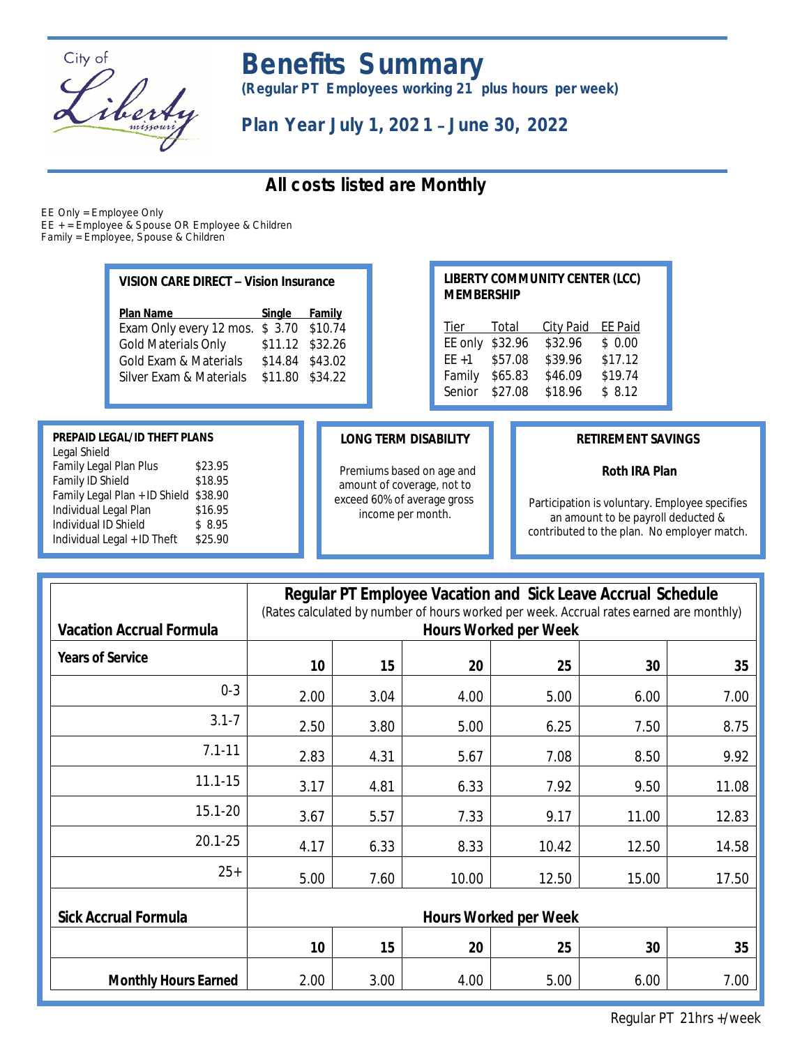City of Liberty missouri

# Benefits Summary

**(Regular PT Employees working 21 plus hours per week)**

## Plan Year July 1, 2021 – June 30, 2022

## All costs listed are Monthly

EE Only = Employee Only
EE + = Employee & Spouse OR Employee & Children
Family = Employee, Spouse & Children

### VISION CARE DIRECT – Vision Insurance

| Plan Name | Single | Family |
|---|---|---|
| Exam Only every 12 mos. | $ 3.70 | $10.74 |
| Gold Materials Only | $11.12 | $32.26 |
| Gold Exam & Materials | $14.84 | $43.02 |
| Silver Exam & Materials | $11.80 | $34.22 |

### LIBERTY COMMUNITY CENTER (LCC) MEMBERSHIP

| Tier | Total | City Paid | EE Paid |
|---|---|---|---|
| EE only | $32.96 | $32.96 | $ 0.00 |
| EE +1 | $57.08 | $39.96 | $17.12 |
| Family | $65.83 | $46.09 | $19.74 |
| Senior | $27.08 | $18.96 | $ 8.12 |

### PREPAID LEGAL/ID THEFT PLANS

Legal Shield

| | |
|---|---|
| Family Legal Plan Plus | $23.95 |
| Family ID Shield | $18.95 |
| Family Legal Plan + ID Shield | $38.90 |
| Individual Legal Plan | $16.95 |
| Individual ID Shield | $ 8.95 |
| Individual Legal + ID Theft | $25.90 |

### LONG TERM DISABILITY

Premiums based on age and amount of coverage, not to exceed 60% of average gross income per month.

### RETIREMENT SAVINGS

**Roth IRA Plan**

Participation is voluntary. Employee specifies an amount to be payroll deducted & contributed to the plan. No employer match.

### Regular PT Employee Vacation and Sick Leave Accrual Schedule

(Rates calculated by number of hours worked per week. Accrual rates earned are monthly)

| Vacation Accrual Formula | Hours Worked per Week | | | | | |
|---|---|---|---|---|---|---|
| **Years of Service** | **10** | **15** | **20** | **25** | **30** | **35** |
| 0-3 | 2.00 | 3.04 | 4.00 | 5.00 | 6.00 | 7.00 |
| 3.1-7 | 2.50 | 3.80 | 5.00 | 6.25 | 7.50 | 8.75 |
| 7.1-11 | 2.83 | 4.31 | 5.67 | 7.08 | 8.50 | 9.92 |
| 11.1-15 | 3.17 | 4.81 | 6.33 | 7.92 | 9.50 | 11.08 |
| 15.1-20 | 3.67 | 5.57 | 7.33 | 9.17 | 11.00 | 12.83 |
| 20.1-25 | 4.17 | 6.33 | 8.33 | 10.42 | 12.50 | 14.58 |
| 25+ | 5.00 | 7.60 | 10.00 | 12.50 | 15.00 | 17.50 |

| Sick Accrual Formula | Hours Worked per Week | | | | | |
|---|---|---|---|---|---|---|
| | **10** | **15** | **20** | **25** | **30** | **35** |
| **Monthly Hours Earned** | 2.00 | 3.00 | 4.00 | 5.00 | 6.00 | 7.00 |

Regular PT 21hrs +/week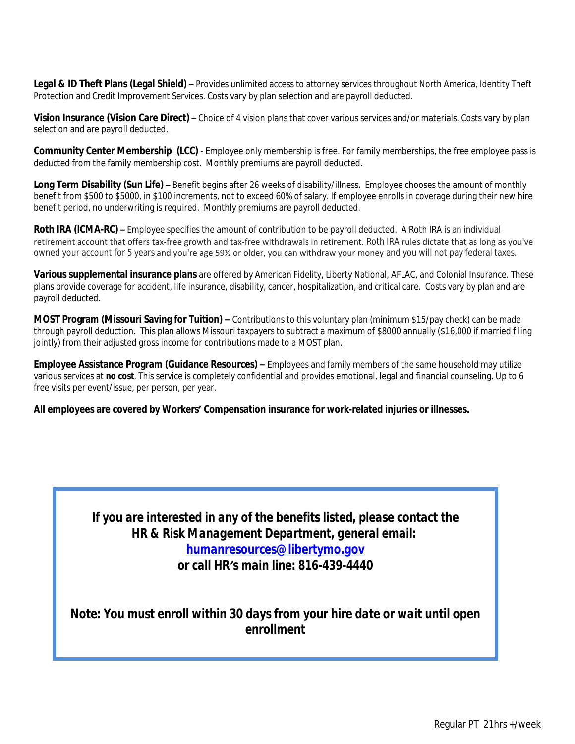**Legal & ID Theft Plans (Legal Shield)** – Provides unlimited access to attorney services throughout North America, Identity Theft Protection and Credit Improvement Services. Costs vary by plan selection and are payroll deducted.

**Vision Insurance (Vision Care Direct)** – Choice of 4 vision plans that cover various services and/or materials. Costs vary by plan selection and are payroll deducted.

**Community Center Membership (LCC)** - Employee only membership is free. For family memberships, the free employee pass is deducted from the family membership cost. Monthly premiums are payroll deducted.

**Long Term Disability (Sun Life) –** Benefit begins after 26 weeks of disability/illness. Employee chooses the amount of monthly benefit from $500 to $5000, in $100 increments, not to exceed 60% of salary. If employee enrolls in coverage during their new hire benefit period, no underwriting is required. Monthly premiums are payroll deducted.

**Roth IRA (ICMA-RC) –** Employee specifies the amount of contribution to be payroll deducted. A Roth IRA is an individual retirement account that offers tax-free growth and tax-free withdrawals in retirement. Roth IRA rules dictate that as long as you've owned your account for 5 years and you're age 59½ or older, you can withdraw your money and you will not pay federal taxes.

**Various supplemental insurance plans** are offered by American Fidelity, Liberty National, AFLAC, and Colonial Insurance. These plans provide coverage for accident, life insurance, disability, cancer, hospitalization, and critical care. Costs vary by plan and are payroll deducted.

**MOST Program (Missouri Saving for Tuition) –** Contributions to this voluntary plan (minimum $15/pay check) can be made through payroll deduction. This plan allows Missouri taxpayers to subtract a maximum of $8000 annually ($16,000 if married filing jointly) from their adjusted gross income for contributions made to a MOST plan.

**Employee Assistance Program (Guidance Resources) –** Employees and family members of the same household may utilize various services at **no cost**. This service is completely confidential and provides emotional, legal and financial counseling. Up to 6 free visits per event/issue, per person, per year.

**All employees are covered by Workers' Compensation insurance for work-related injuries or illnesses.**

***If you are interested in any of the benefits listed, please contact the HR & Risk Management Department, general email:***
**humanresources@libertymo.gov**
**or call HR's main line: 816-439-4440**

***Note: You must enroll within 30 days from your hire date or wait until open enrollment***

Regular PT 21hrs +/week